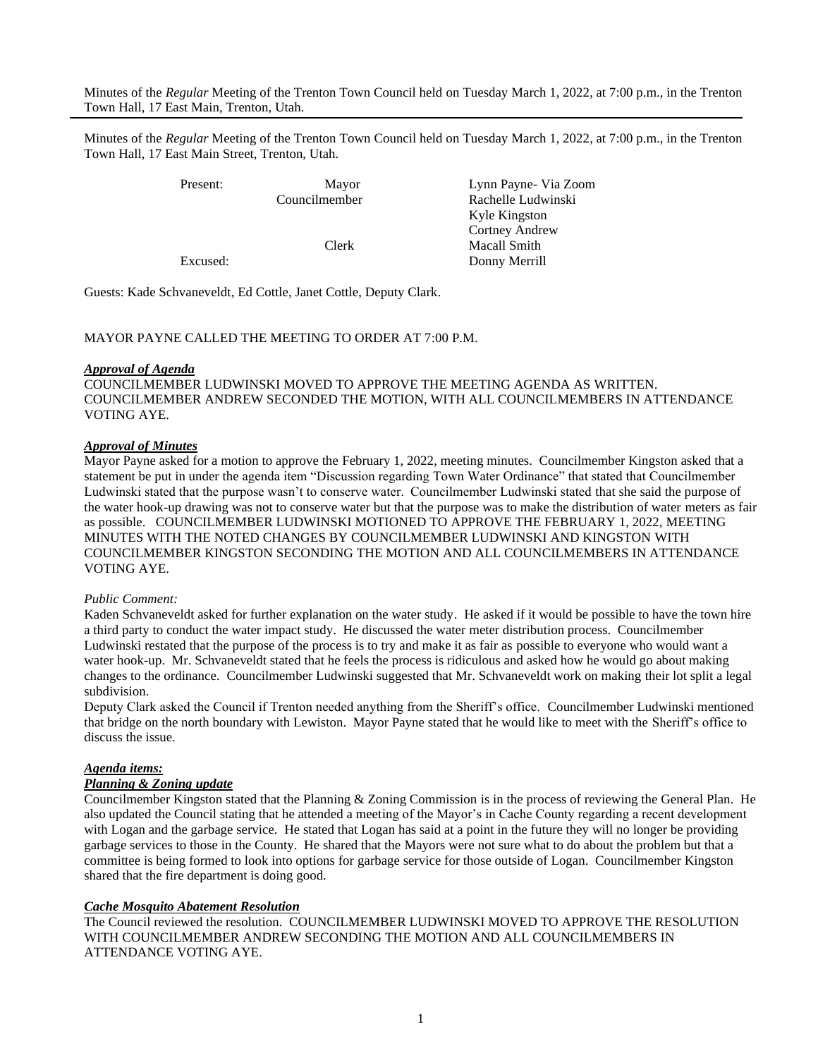Minutes of the *Regular* Meeting of the Trenton Town Council held on Tuesday March 1, 2022, at 7:00 p.m., in the Trenton Town Hall, 17 East Main, Trenton, Utah.

---

Minutes of the *Regular* Meeting of the Trenton Town Council held on Tuesday March 1, 2022, at 7:00 p.m., in the Trenton Town Hall, 17 East Main Street, Trenton, Utah.

| | | |
|---|---|---|
| Present: | Mayor | Lynn Payne- Via Zoom |
| | Councilmember | Rachelle Ludwinski |
| | | Kyle Kingston |
| | | Cortney Andrew |
| | Clerk | Macall Smith |
| Excused: | | Donny Merrill |

Guests: Kade Schvaneveldt, Ed Cottle, Janet Cottle, Deputy Clark.

MAYOR PAYNE CALLED THE MEETING TO ORDER AT 7:00 P.M.

***Approval of Agenda***

COUNCILMEMBER LUDWINSKI MOVED TO APPROVE THE MEETING AGENDA AS WRITTEN. COUNCILMEMBER ANDREW SECONDED THE MOTION, WITH ALL COUNCILMEMBERS IN ATTENDANCE VOTING AYE.

***Approval of Minutes***

Mayor Payne asked for a motion to approve the February 1, 2022, meeting minutes. Councilmember Kingston asked that a statement be put in under the agenda item "Discussion regarding Town Water Ordinance" that stated that Councilmember Ludwinski stated that the purpose wasn't to conserve water. Councilmember Ludwinski stated that she said the purpose of the water hook-up drawing was not to conserve water but that the purpose was to make the distribution of water meters as fair as possible. COUNCILMEMBER LUDWINSKI MOTIONED TO APPROVE THE FEBRUARY 1, 2022, MEETING MINUTES WITH THE NOTED CHANGES BY COUNCILMEMBER LUDWINSKI AND KINGSTON WITH COUNCILMEMBER KINGSTON SECONDING THE MOTION AND ALL COUNCILMEMBERS IN ATTENDANCE VOTING AYE.

*Public Comment:*

Kaden Schvaneveldt asked for further explanation on the water study. He asked if it would be possible to have the town hire a third party to conduct the water impact study. He discussed the water meter distribution process. Councilmember Ludwinski restated that the purpose of the process is to try and make it as fair as possible to everyone who would want a water hook-up. Mr. Schvaneveldt stated that he feels the process is ridiculous and asked how he would go about making changes to the ordinance. Councilmember Ludwinski suggested that Mr. Schvaneveldt work on making their lot split a legal subdivision.

Deputy Clark asked the Council if Trenton needed anything from the Sheriff's office. Councilmember Ludwinski mentioned that bridge on the north boundary with Lewiston. Mayor Payne stated that he would like to meet with the Sheriff's office to discuss the issue.

***Agenda items:***

***Planning & Zoning update***

Councilmember Kingston stated that the Planning & Zoning Commission is in the process of reviewing the General Plan. He also updated the Council stating that he attended a meeting of the Mayor's in Cache County regarding a recent development with Logan and the garbage service. He stated that Logan has said at a point in the future they will no longer be providing garbage services to those in the County. He shared that the Mayors were not sure what to do about the problem but that a committee is being formed to look into options for garbage service for those outside of Logan. Councilmember Kingston shared that the fire department is doing good.

***Cache Mosquito Abatement Resolution***

The Council reviewed the resolution. COUNCILMEMBER LUDWINSKI MOVED TO APPROVE THE RESOLUTION WITH COUNCILMEMBER ANDREW SECONDING THE MOTION AND ALL COUNCILMEMBERS IN ATTENDANCE VOTING AYE.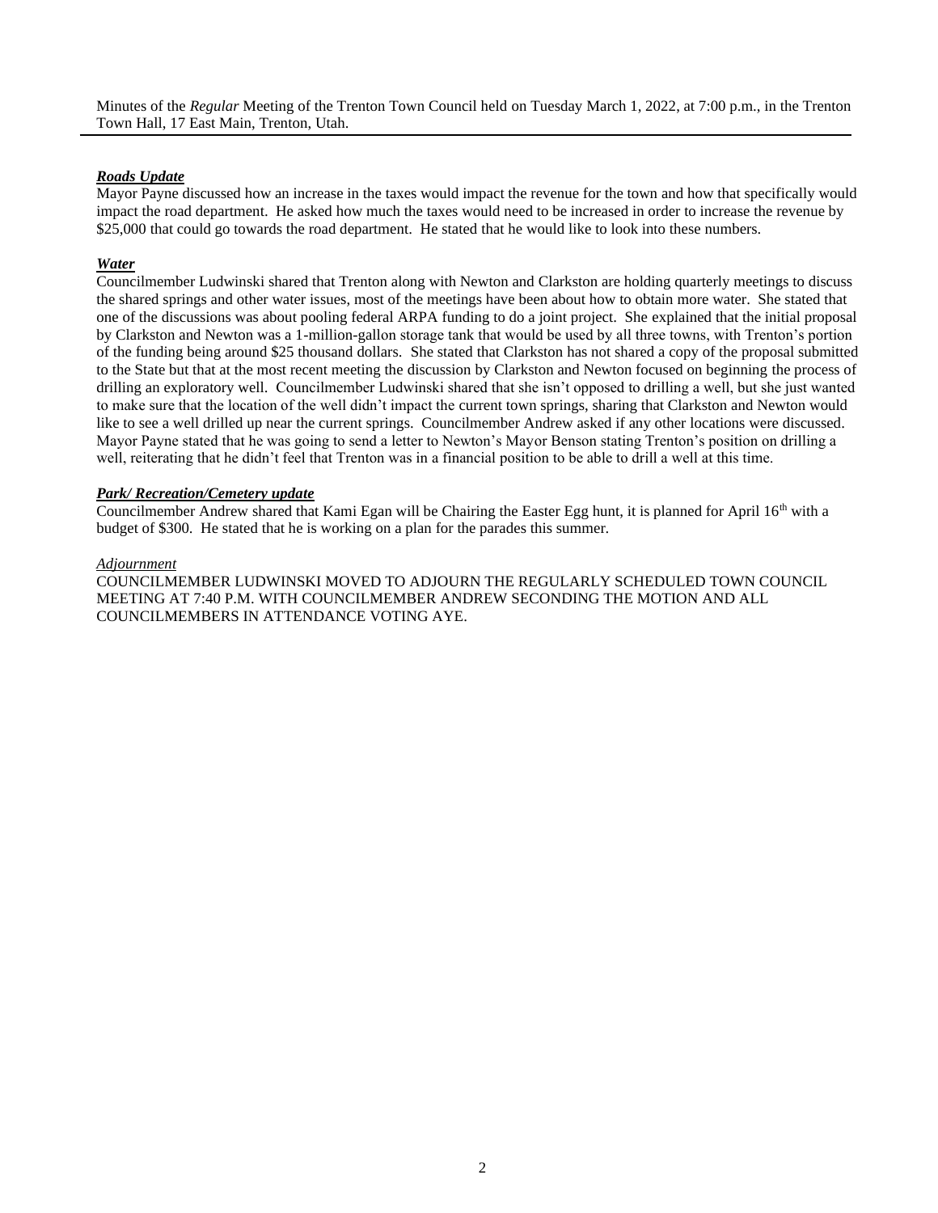Minutes of the *Regular* Meeting of the Trenton Town Council held on Tuesday March 1, 2022, at 7:00 p.m., in the Trenton Town Hall, 17 East Main, Trenton, Utah.

***Roads Update***

Mayor Payne discussed how an increase in the taxes would impact the revenue for the town and how that specifically would impact the road department. He asked how much the taxes would need to be increased in order to increase the revenue by $25,000 that could go towards the road department. He stated that he would like to look into these numbers.

***Water***

Councilmember Ludwinski shared that Trenton along with Newton and Clarkston are holding quarterly meetings to discuss the shared springs and other water issues, most of the meetings have been about how to obtain more water. She stated that one of the discussions was about pooling federal ARPA funding to do a joint project. She explained that the initial proposal by Clarkston and Newton was a 1-million-gallon storage tank that would be used by all three towns, with Trenton's portion of the funding being around $25 thousand dollars. She stated that Clarkston has not shared a copy of the proposal submitted to the State but that at the most recent meeting the discussion by Clarkston and Newton focused on beginning the process of drilling an exploratory well. Councilmember Ludwinski shared that she isn't opposed to drilling a well, but she just wanted to make sure that the location of the well didn't impact the current town springs, sharing that Clarkston and Newton would like to see a well drilled up near the current springs. Councilmember Andrew asked if any other locations were discussed. Mayor Payne stated that he was going to send a letter to Newton's Mayor Benson stating Trenton's position on drilling a well, reiterating that he didn't feel that Trenton was in a financial position to be able to drill a well at this time.

***Park/ Recreation/Cemetery update***

Councilmember Andrew shared that Kami Egan will be Chairing the Easter Egg hunt, it is planned for April 16th with a budget of $300. He stated that he is working on a plan for the parades this summer.

*Adjournment*

COUNCILMEMBER LUDWINSKI MOVED TO ADJOURN THE REGULARLY SCHEDULED TOWN COUNCIL MEETING AT 7:40 P.M. WITH COUNCILMEMBER ANDREW SECONDING THE MOTION AND ALL COUNCILMEMBERS IN ATTENDANCE VOTING AYE.